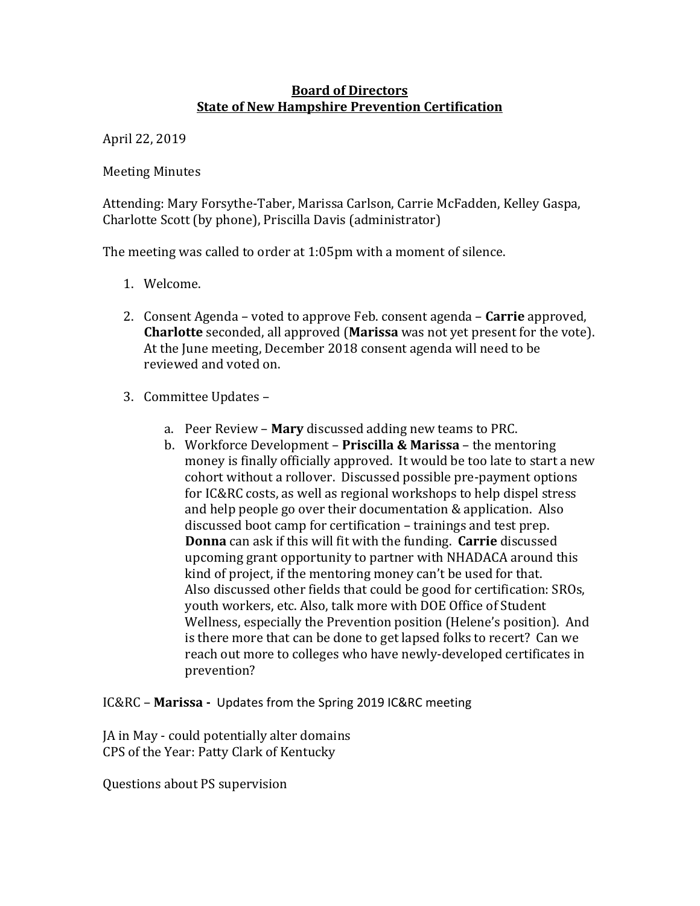**Board of Directors**
**State of New Hampshire Prevention Certification**

April 22, 2019

Meeting Minutes

Attending: Mary Forsythe-Taber, Marissa Carlson, Carrie McFadden, Kelley Gaspa, Charlotte Scott (by phone), Priscilla Davis (administrator)

The meeting was called to order at 1:05pm with a moment of silence.

1. Welcome.

2. Consent Agenda – voted to approve Feb. consent agenda – **Carrie** approved, **Charlotte** seconded, all approved (**Marissa** was not yet present for the vote). At the June meeting, December 2018 consent agenda will need to be reviewed and voted on.

3. Committee Updates –

   a. Peer Review – **Mary** discussed adding new teams to PRC.
   b. Workforce Development – **Priscilla & Marissa** – the mentoring money is finally officially approved. It would be too late to start a new cohort without a rollover. Discussed possible pre-payment options for IC&RC costs, as well as regional workshops to help dispel stress and help people go over their documentation & application. Also discussed boot camp for certification – trainings and test prep. **Donna** can ask if this will fit with the funding. **Carrie** discussed upcoming grant opportunity to partner with NHADACA around this kind of project, if the mentoring money can't be used for that. Also discussed other fields that could be good for certification: SROs, youth workers, etc. Also, talk more with DOE Office of Student Wellness, especially the Prevention position (Helene's position). And is there more that can be done to get lapsed folks to recert? Can we reach out more to colleges who have newly-developed certificates in prevention?

IC&RC – **Marissa -** Updates from the Spring 2019 IC&RC meeting

JA in May - could potentially alter domains
CPS of the Year: Patty Clark of Kentucky

Questions about PS supervision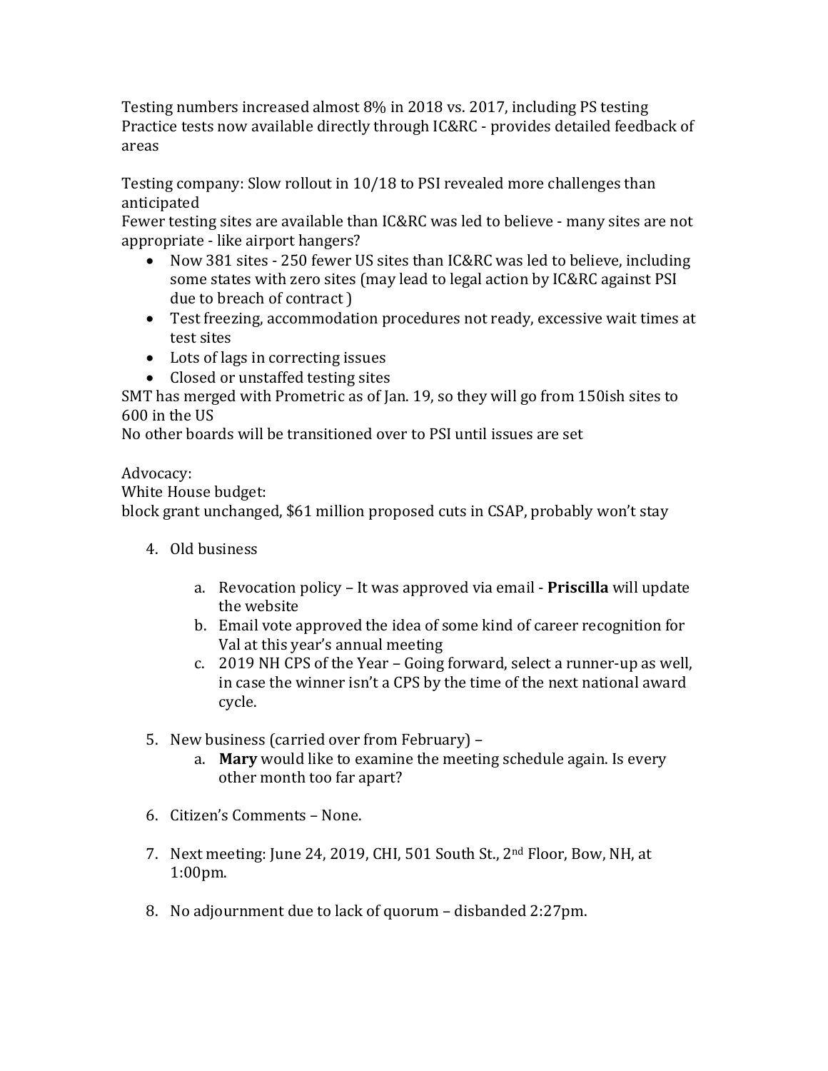Testing numbers increased almost 8% in 2018 vs. 2017, including PS testing
Practice tests now available directly through IC&RC - provides detailed feedback of areas

Testing company: Slow rollout in 10/18 to PSI revealed more challenges than anticipated
Fewer testing sites are available than IC&RC was led to believe - many sites are not appropriate - like airport hangers?

- Now 381 sites - 250 fewer US sites than IC&RC was led to believe, including some states with zero sites (may lead to legal action by IC&RC against PSI due to breach of contract )
- Test freezing, accommodation procedures not ready, excessive wait times at test sites
- Lots of lags in correcting issues
- Closed or unstaffed testing sites

SMT has merged with Prometric as of Jan. 19, so they will go from 150ish sites to 600 in the US
No other boards will be transitioned over to PSI until issues are set

Advocacy:
White House budget:
block grant unchanged, $61 million proposed cuts in CSAP, probably won't stay

4. Old business

    a. Revocation policy – It was approved via email - **Priscilla** will update the website
    b. Email vote approved the idea of some kind of career recognition for Val at this year's annual meeting
    c. 2019 NH CPS of the Year – Going forward, select a runner-up as well, in case the winner isn't a CPS by the time of the next national award cycle.

5. New business (carried over from February) –
    a. **Mary** would like to examine the meeting schedule again. Is every other month too far apart?

6. Citizen's Comments – None.

7. Next meeting: June 24, 2019, CHI, 501 South St., 2nd Floor, Bow, NH, at 1:00pm.

8. No adjournment due to lack of quorum – disbanded 2:27pm.